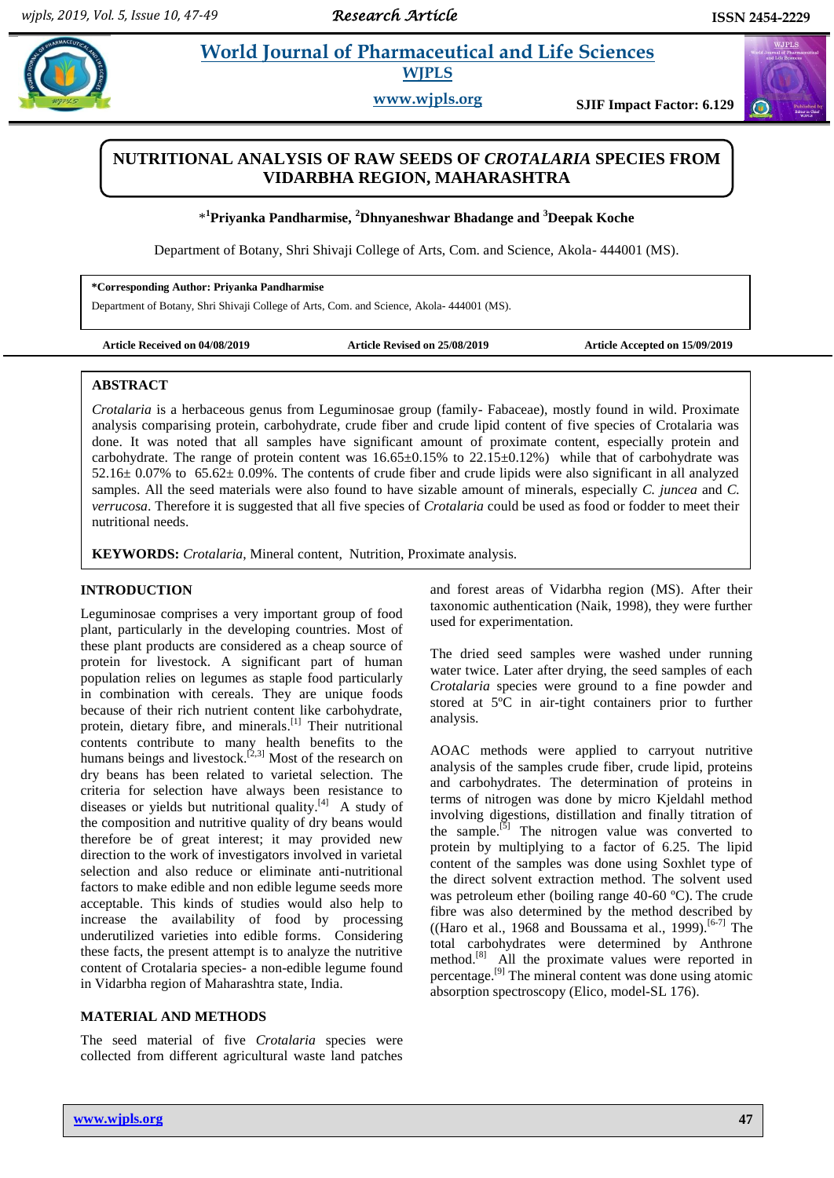# NUTRITIONAL ANALYSIS OF RAW SEEDS OF *CROTALARIA* SPECIES FROM VIDARBHA REGION, MAHARASHTRA

\*[1]**Priyanka Pandharmise,** [2]**Dhnyaneshwar Bhadange and** [3]**Deepak Koche**

Department of Botany, Shri Shivaji College of Arts, Com. and Science, Akola- 444001 (MS).

**\*Corresponding Author: Priyanka Pandharmise**

Department of Botany, Shri Shivaji College of Arts, Com. and Science, Akola- 444001 (MS).

**Article Received on 04/08/2019** **Article Revised on 25/08/2019** **Article Accepted on 15/09/2019**

## ABSTRACT

*Crotalaria* is a herbaceous genus from Leguminosae group (family- Fabaceae), mostly found in wild. Proximate analysis comparising protein, carbohydrate, crude fiber and crude lipid content of five species of Crotalaria was done. It was noted that all samples have significant amount of proximate content, especially protein and carbohydrate. The range of protein content was 16.65±0.15% to 22.15±0.12%) while that of carbohydrate was 52.16± 0.07% to 65.62± 0.09%. The contents of crude fiber and crude lipids were also significant in all analyzed samples. All the seed materials were also found to have sizable amount of minerals, especially *C. juncea* and *C. verrucosa*. Therefore it is suggested that all five species of *Crotalaria* could be used as food or fodder to meet their nutritional needs.

**KEYWORDS:** *Crotalaria*, Mineral content, Nutrition, Proximate analysis.

## INTRODUCTION

Leguminosae comprises a very important group of food plant, particularly in the developing countries. Most of these plant products are considered as a cheap source of protein for livestock. A significant part of human population relies on legumes as staple food particularly in combination with cereals. They are unique foods because of their rich nutrient content like carbohydrate, protein, dietary fibre, and minerals.[1] Their nutritional contents contribute to many health benefits to the humans beings and livestock.[2,3] Most of the research on dry beans has been related to varietal selection. The criteria for selection have always been resistance to diseases or yields but nutritional quality.[4] A study of the composition and nutritive quality of dry beans would therefore be of great interest; it may provided new direction to the work of investigators involved in varietal selection and also reduce or eliminate anti-nutritional factors to make edible and non edible legume seeds more acceptable. This kinds of studies would also help to increase the availability of food by processing underutilized varieties into edible forms. Considering these facts, the present attempt is to analyze the nutritive content of Crotalaria species- a non-edible legume found in Vidarbha region of Maharashtra state, India.

## MATERIAL AND METHODS

The seed material of five *Crotalaria* species were collected from different agricultural waste land patches and forest areas of Vidarbha region (MS). After their taxonomic authentication (Naik, 1998), they were further used for experimentation.

The dried seed samples were washed under running water twice. Later after drying, the seed samples of each *Crotalaria* species were ground to a fine powder and stored at 5ºC in air-tight containers prior to further analysis.

AOAC methods were applied to carryout nutritive analysis of the samples crude fiber, crude lipid, proteins and carbohydrates. The determination of proteins in terms of nitrogen was done by micro Kjeldahl method involving digestions, distillation and finally titration of the sample.[5] The nitrogen value was converted to protein by multiplying to a factor of 6.25. The lipid content of the samples was done using Soxhlet type of the direct solvent extraction method. The solvent used was petroleum ether (boiling range 40-60 ºC). The crude fibre was also determined by the method described by ((Haro et al., 1968 and Boussama et al., 1999).[6-7] The total carbohydrates were determined by Anthrone method.[8] All the proximate values were reported in percentage.[9] The mineral content was done using atomic absorption spectroscopy (Elico, model-SL 176).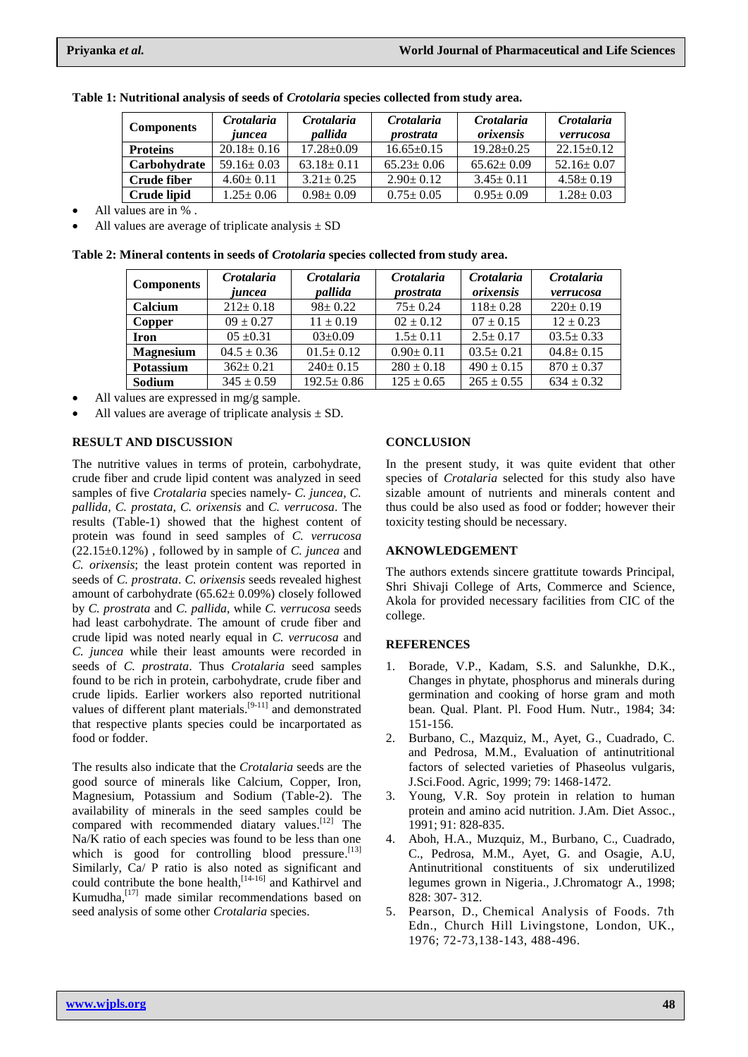**Table 1: Nutritional analysis of seeds of *Crotolaria* species collected from study area.**

| Components | *Crotalaria juncea* | *Crotalaria pallida* | *Crotalaria prostrata* | *Crotalaria orixensis* | *Crotalaria verrucosa* |
|---|---|---|---|---|---|
| **Proteins** | 20.18± 0.16 | 17.28±0.09 | 16.65±0.15 | 19.28±0.25 | 22.15±0.12 |
| **Carbohydrate** | 59.16± 0.03 | 63.18± 0.11 | 65.23± 0.06 | 65.62± 0.09 | 52.16± 0.07 |
| **Crude fiber** | 4.60± 0.11 | 3.21± 0.25 | 2.90± 0.12 | 3.45± 0.11 | 4.58± 0.19 |
| **Crude lipid** | 1.25± 0.06 | 0.98± 0.09 | 0.75± 0.05 | 0.95± 0.09 | 1.28± 0.03 |

- All values are in % .
- All values are average of triplicate analysis ± SD

**Table 2: Mineral contents in seeds of *Crotolaria* species collected from study area.**

| Components | *Crotalaria juncea* | *Crotalaria pallida* | *Crotalaria prostrata* | *Crotalaria orixensis* | *Crotalaria verrucosa* |
|---|---|---|---|---|---|
| **Calcium** | 212± 0.18 | 98± 0.22 | 75± 0.24 | 118± 0.28 | 220± 0.19 |
| **Copper** | 09 ± 0.27 | 11 ± 0.19 | 02 ± 0.12 | 07 ± 0.15 | 12 ± 0.23 |
| **Iron** | 05 ±0.31 | 03±0.09 | 1.5± 0.11 | 2.5± 0.17 | 03.5± 0.33 |
| **Magnesium** | 04.5 ± 0.36 | 01.5± 0.12 | 0.90± 0.11 | 03.5± 0.21 | 04.8± 0.15 |
| **Potassium** | 362± 0.21 | 240± 0.15 | 280 ± 0.18 | 490 ± 0.15 | 870 ± 0.37 |
| **Sodium** | 345 ± 0.59 | 192.5± 0.86 | 125 ± 0.65 | 265 ± 0.55 | 634 ± 0.32 |

- All values are expressed in mg/g sample.
- All values are average of triplicate analysis ± SD.

## RESULT AND DISCUSSION

The nutritive values in terms of protein, carbohydrate, crude fiber and crude lipid content was analyzed in seed samples of five *Crotalaria* species namely- *C. juncea, C. pallida, C. prostata, C. orixensis* and *C. verrucosa*. The results (Table-1) showed that the highest content of protein was found in seed samples of *C. verrucosa* (22.15±0.12%) , followed by in sample of *C. juncea* and *C. orixensis*; the least protein content was reported in seeds of *C. prostrata*. *C. orixensis* seeds revealed highest amount of carbohydrate (65.62± 0.09%) closely followed by *C. prostrata* and *C. pallida*, while *C. verrucosa* seeds had least carbohydrate. The amount of crude fiber and crude lipid was noted nearly equal in *C. verrucosa* and *C. juncea* while their least amounts were recorded in seeds of *C. prostrata*. Thus *Crotalaria* seed samples found to be rich in protein, carbohydrate, crude fiber and crude lipids. Earlier workers also reported nutritional values of different plant materials.[9-11] and demonstrated that respective plants species could be incarportated as food or fodder.

The results also indicate that the *Crotalaria* seeds are the good source of minerals like Calcium, Copper, Iron, Magnesium, Potassium and Sodium (Table-2). The availability of minerals in the seed samples could be compared with recommended diatary values.[12] The Na/K ratio of each species was found to be less than one which is good for controlling blood pressure.[13] Similarly, Ca/ P ratio is also noted as significant and could contribute the bone health,[14-16] and Kathirvel and Kumudha,[17] made similar recommendations based on seed analysis of some other *Crotalaria* species.

## CONCLUSION

In the present study, it was quite evident that other species of *Crotalaria* selected for this study also have sizable amount of nutrients and minerals content and thus could be also used as food or fodder; however their toxicity testing should be necessary.

## AKNOWLEDGEMENT

The authors extends sincere grattitute towards Principal, Shri Shivaji College of Arts, Commerce and Science, Akola for provided necessary facilities from CIC of the college.

## REFERENCES

1. Borade, V.P., Kadam, S.S. and Salunkhe, D.K., Changes in phytate, phosphorus and minerals during germination and cooking of horse gram and moth bean. Qual. Plant. Pl. Food Hum. Nutr., 1984; 34: 151-156.
2. Burbano, C., Mazquiz, M., Ayet, G., Cuadrado, C. and Pedrosa, M.M., Evaluation of antinutritional factors of selected varieties of Phaseolus vulgaris, J.Sci.Food. Agric, 1999; 79: 1468-1472.
3. Young, V.R. Soy protein in relation to human protein and amino acid nutrition. J.Am. Diet Assoc., 1991; 91: 828-835.
4. Aboh, H.A., Muzquiz, M., Burbano, C., Cuadrado, C., Pedrosa, M.M., Ayet, G. and Osagie, A.U, Antinutritional constituents of six underutilized legumes grown in Nigeria., J.Chromatogr A., 1998; 828: 307- 312.
5. Pearson, D., Chemical Analysis of Foods. 7th Edn., Church Hill Livingstone, London, UK., 1976; 72-73,138-143, 488-496.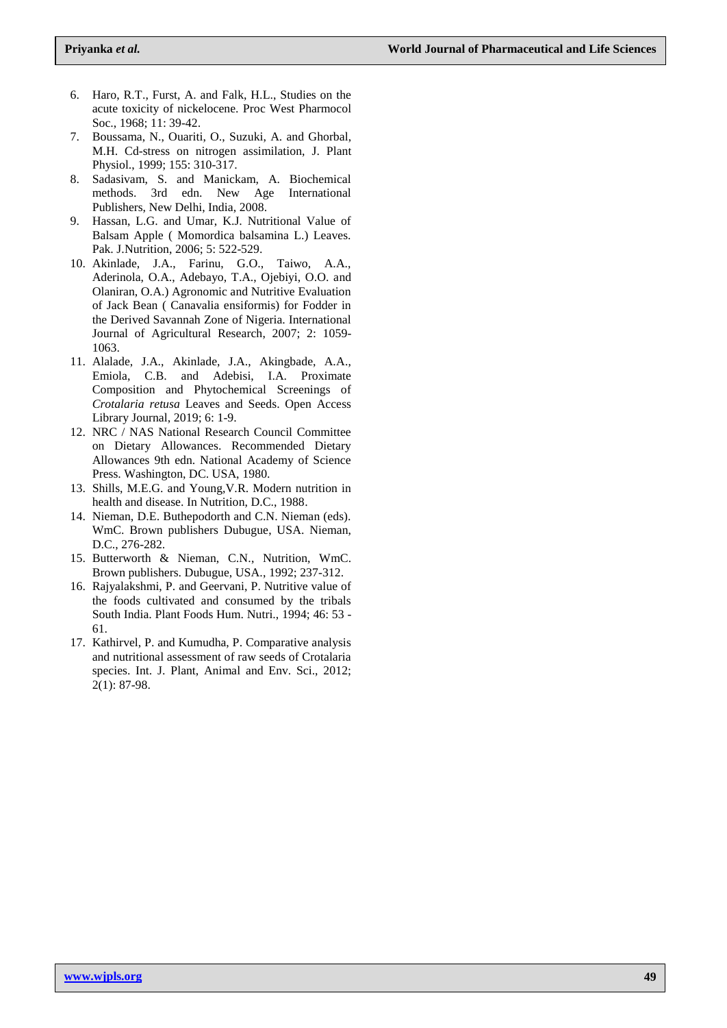6. Haro, R.T., Furst, A. and Falk, H.L., Studies on the acute toxicity of nickelocene. Proc West Pharmocol Soc., 1968; 11: 39-42.
7. Boussama, N., Ouariti, O., Suzuki, A. and Ghorbal, M.H. Cd-stress on nitrogen assimilation, J. Plant Physiol., 1999; 155: 310-317.
8. Sadasivam, S. and Manickam, A. Biochemical methods. 3rd edn. New Age International Publishers, New Delhi, India, 2008.
9. Hassan, L.G. and Umar, K.J. Nutritional Value of Balsam Apple ( Momordica balsamina L.) Leaves. Pak. J.Nutrition, 2006; 5: 522-529.
10. Akinlade, J.A., Farinu, G.O., Taiwo, A.A., Aderinola, O.A., Adebayo, T.A., Ojebiyi, O.O. and Olaniran, O.A.) Agronomic and Nutritive Evaluation of Jack Bean ( Canavalia ensiformis) for Fodder in the Derived Savannah Zone of Nigeria. International Journal of Agricultural Research, 2007; 2: 1059-1063.
11. Alalade, J.A., Akinlade, J.A., Akingbade, A.A., Emiola, C.B. and Adebisi, I.A. Proximate Composition and Phytochemical Screenings of *Crotalaria retusa* Leaves and Seeds. Open Access Library Journal, 2019; 6: 1-9.
12. NRC / NAS National Research Council Committee on Dietary Allowances. Recommended Dietary Allowances 9th edn. National Academy of Science Press. Washington, DC. USA, 1980.
13. Shills, M.E.G. and Young,V.R. Modern nutrition in health and disease. In Nutrition, D.C., 1988.
14. Nieman, D.E. Buthepodorth and C.N. Nieman (eds). WmC. Brown publishers Dubugue, USA. Nieman, D.C., 276-282.
15. Butterworth & Nieman, C.N., Nutrition, WmC. Brown publishers. Dubugue, USA., 1992; 237-312.
16. Rajyalakshmi, P. and Geervani, P. Nutritive value of the foods cultivated and consumed by the tribals South India. Plant Foods Hum. Nutri., 1994; 46: 53 - 61.
17. Kathirvel, P. and Kumudha, P. Comparative analysis and nutritional assessment of raw seeds of Crotalaria species. Int. J. Plant, Animal and Env. Sci., 2012; 2(1): 87-98.